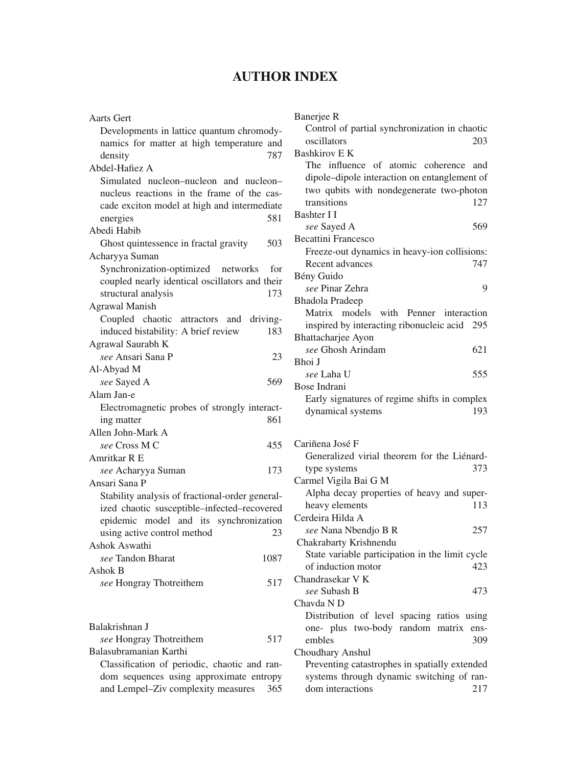# AUTHOR INDEX

Aarts Gert
 Developments in lattice quantum chromodynamics for matter at high temperature and density 787

Abdel-Hafiez A
 Simulated nucleon–nucleon and nucleon–nucleus reactions in the frame of the cascade exciton model at high and intermediate energies 581

Abedi Habib
 Ghost quintessence in fractal gravity 503

Acharyya Suman
 Synchronization-optimized networks for coupled nearly identical oscillators and their structural analysis 173

Agrawal Manish
 Coupled chaotic attractors and driving-induced bistability: A brief review 183

Agrawal Saurabh K
 *see* Ansari Sana P 23

Al-Abyad M
 *see* Sayed A 569

Alam Jan-e
 Electromagnetic probes of strongly interacting matter 861

Allen John-Mark A
 *see* Cross M C 455

Amritkar R E
 *see* Acharyya Suman 173

Ansari Sana P
 Stability analysis of fractional-order generalized chaotic susceptible–infected–recovered epidemic model and its synchronization using active control method 23

Ashok Aswathi
 *see* Tandon Bharat 1087

Ashok B
 *see* Hongray Thotreithem 517

Balakrishnan J
 *see* Hongray Thotreithem 517

Balasubramanian Karthi
 Classification of periodic, chaotic and random sequences using approximate entropy and Lempel–Ziv complexity measures 365

Banerjee R
 Control of partial synchronization in chaotic oscillators 203

Bashkirov E K
 The influence of atomic coherence and dipole–dipole interaction on entanglement of two qubits with nondegenerate two-photon transitions 127

Bashter I I
 *see* Sayed A 569

Becattini Francesco
 Freeze-out dynamics in heavy-ion collisions: Recent advances 747

Bény Guido
 *see* Pinar Zehra 9

Bhadola Pradeep
 Matrix models with Penner interaction inspired by interacting ribonucleic acid 295

Bhattacharjee Ayon
 *see* Ghosh Arindam 621

Bhoi J
 *see* Laha U 555

Bose Indrani
 Early signatures of regime shifts in complex dynamical systems 193

Cariñena José F
 Generalized virial theorem for the Liénard-type systems 373

Carmel Vigila Bai G M
 Alpha decay properties of heavy and superheavy elements 113

Cerdeira Hilda A
 *see* Nana Nbendjo B R 257

Chakrabarty Krishnendu
 State variable participation in the limit cycle of induction motor 423

Chandrasekar V K
 *see* Subash B 473

Chavda N D
 Distribution of level spacing ratios using one- plus two-body random matrix ensembles 309

Choudhary Anshul
 Preventing catastrophes in spatially extended systems through dynamic switching of random interactions 217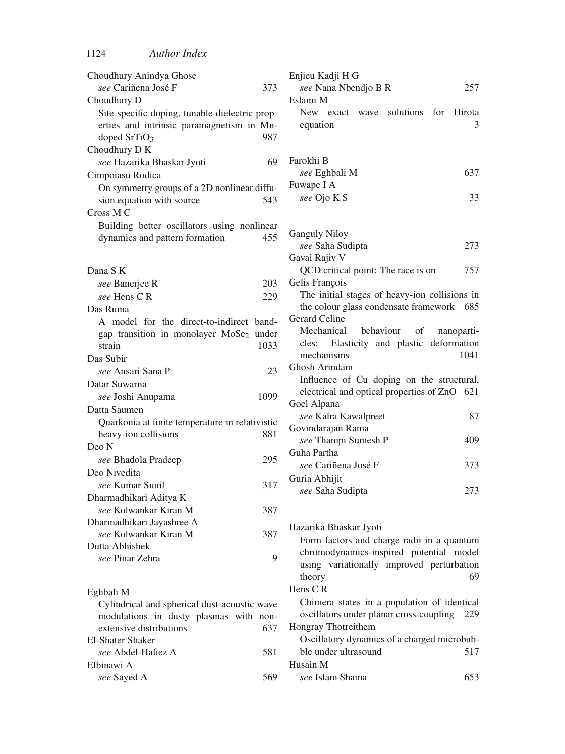Choudhury Anindya Ghose
*see* Cariñena José F 373

Choudhury D
Site-specific doping, tunable dielectric properties and intrinsic paramagnetism in Mn-doped $SrTiO_3$ 987

Choudhury D K
*see* Hazarika Bhaskar Jyoti 69

Cimpoiasu Rodica
On symmetry groups of a 2D nonlinear diffusion equation with source 543

Cross M C
Building better oscillators using nonlinear dynamics and pattern formation 455

Dana S K
*see* Banerjee R 203
*see* Hens C R 229

Das Ruma
A model for the direct-to-indirect bandgap transition in monolayer $MoSe_2$ under strain 1033

Das Subir
*see* Ansari Sana P 23

Datar Suwarna
*see* Joshi Anupama 1099

Datta Saumen
Quarkonia at finite temperature in relativistic heavy-ion collisions 881

Deo N
*see* Bhadola Pradeep 295

Deo Nivedita
*see* Kumar Sunil 317

Dharmadhikari Aditya K
*see* Kolwankar Kiran M 387

Dharmadhikari Jayashree A
*see* Kolwankar Kiran M 387

Dutta Abhishek
*see* Pinar Zehra 9

Eghbali M
Cylindrical and spherical dust-acoustic wave modulations in dusty plasmas with non-extensive distributions 637

El-Shater Shaker
*see* Abdel-Hafiez A 581

Elbinawi A
*see* Sayed A 569

Enjieu Kadji H G
*see* Nana Nbendjo B R 257

Eslami M
New exact wave solutions for Hirota equation 3

Farokhi B
*see* Eghbali M 637

Fuwape I A
*see* Ojo K S 33

Ganguly Niloy
*see* Saha Sudipta 273

Gavai Rajiv V
QCD critical point: The race is on 757

Gelis François
The initial stages of heavy-ion collisions in the colour glass condensate framework 685

Gerard Celine
Mechanical behaviour of nanoparticles: Elasticity and plastic deformation mechanisms 1041

Ghosh Arindam
Influence of Cu doping on the structural, electrical and optical properties of ZnO 621

Goel Alpana
*see* Kalra Kawalpreet 87

Govindarajan Rama
*see* Thampi Sumesh P 409

Guha Partha
*see* Cariñena José F 373

Guria Abhijit
*see* Saha Sudipta 273

Hazarika Bhaskar Jyoti
Form factors and charge radii in a quantum chromodynamics-inspired potential model using variationally improved perturbation theory 69

Hens C R
Chimera states in a population of identical oscillators under planar cross-coupling 229

Hongray Thotreithem
Oscillatory dynamics of a charged microbubble under ultrasound 517

Husain M
*see* Islam Shama 653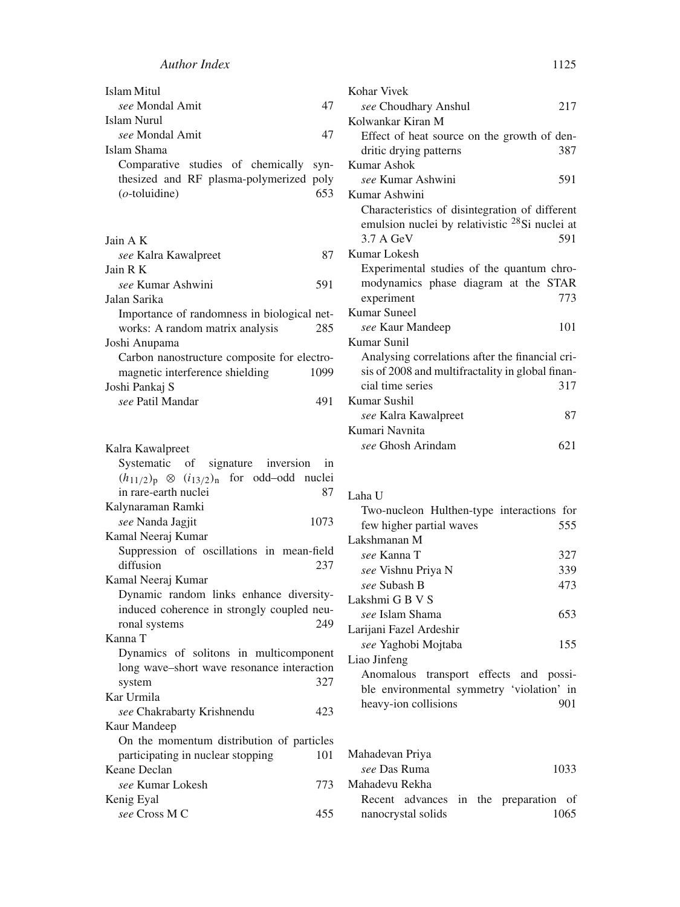Islam Mitul
*see* Mondal Amit 47

Islam Nurul
*see* Mondal Amit 47

Islam Shama
Comparative studies of chemically synthesized and RF plasma-polymerized poly (*o*-toluidine) 653

Jain A K
*see* Kalra Kawalpreet 87

Jain R K
*see* Kumar Ashwini 591

Jalan Sarika
Importance of randomness in biological networks: A random matrix analysis 285

Joshi Anupama
Carbon nanostructure composite for electromagnetic interference shielding 1099

Joshi Pankaj S
*see* Patil Mandar 491

Kalra Kawalpreet
Systematic of signature inversion in $(h_{11/2})_p \otimes (i_{13/2})_n$ for odd–odd nuclei in rare-earth nuclei 87

Kalynaraman Ramki
*see* Nanda Jagjit 1073

Kamal Neeraj Kumar
Suppression of oscillations in mean-field diffusion 237

Kamal Neeraj Kumar
Dynamic random links enhance diversity-induced coherence in strongly coupled neuronal systems 249

Kanna T
Dynamics of solitons in multicomponent long wave–short wave resonance interaction system 327

Kar Urmila
*see* Chakrabarty Krishnendu 423

Kaur Mandeep
On the momentum distribution of particles participating in nuclear stopping 101

Keane Declan
*see* Kumar Lokesh 773

Kenig Eyal
*see* Cross M C 455

Kohar Vivek
*see* Choudhary Anshul 217

Kolwankar Kiran M
Effect of heat source on the growth of dendritic drying patterns 387

Kumar Ashok
*see* Kumar Ashwini 591

Kumar Ashwini
Characteristics of disintegration of different emulsion nuclei by relativistic $^{28}$Si nuclei at 3.7 A GeV 591

Kumar Lokesh
Experimental studies of the quantum chromodynamics phase diagram at the STAR experiment 773

Kumar Suneel
*see* Kaur Mandeep 101

Kumar Sunil
Analysing correlations after the financial crisis of 2008 and multifractality in global financial time series 317

Kumar Sushil
*see* Kalra Kawalpreet 87

Kumari Navnita
*see* Ghosh Arindam 621

Laha U
Two-nucleon Hulthen-type interactions for few higher partial waves 555

Lakshmanan M
*see* Kanna T 327
*see* Vishnu Priya N 339
*see* Subash B 473

Lakshmi G B V S
*see* Islam Shama 653

Larijani Fazel Ardeshir
*see* Yaghobi Mojtaba 155

Liao Jinfeng
Anomalous transport effects and possible environmental symmetry ‘violation’ in heavy-ion collisions 901

Mahadevan Priya
*see* Das Ruma 1033

Mahadevu Rekha
Recent advances in the preparation of nanocrystal solids 1065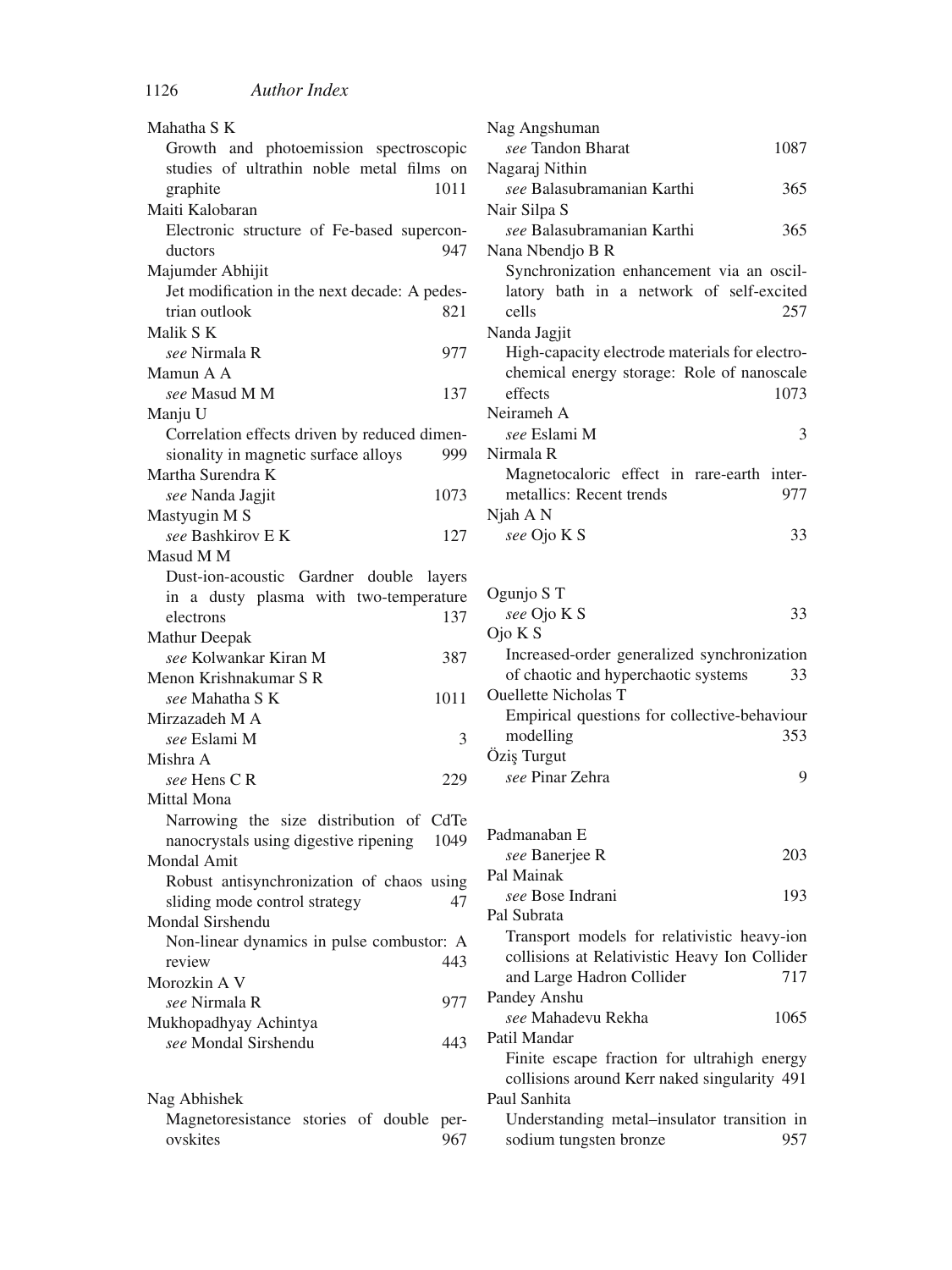Mahatha S K
Growth and photoemission spectroscopic studies of ultrathin noble metal films on graphite 1011

Maiti Kalobaran
Electronic structure of Fe-based superconductors 947

Majumder Abhijit
Jet modification in the next decade: A pedestrian outlook 821

Malik S K
*see* Nirmala R 977

Mamun A A
*see* Masud M M 137

Manju U
Correlation effects driven by reduced dimensionality in magnetic surface alloys 999

Martha Surendra K
*see* Nanda Jagjit 1073

Mastyugin M S
*see* Bashkirov E K 127

Masud M M
Dust-ion-acoustic Gardner double layers in a dusty plasma with two-temperature electrons 137

Mathur Deepak
*see* Kolwankar Kiran M 387

Menon Krishnakumar S R
*see* Mahatha S K 1011

Mirzazadeh M A
*see* Eslami M 3

Mishra A
*see* Hens C R 229

Mittal Mona
Narrowing the size distribution of CdTe nanocrystals using digestive ripening 1049

Mondal Amit
Robust antisynchronization of chaos using sliding mode control strategy 47

Mondal Sirshendu
Non-linear dynamics in pulse combustor: A review 443

Morozkin A V
*see* Nirmala R 977

Mukhopadhyay Achintya
*see* Mondal Sirshendu 443

Nag Abhishek
Magnetoresistance stories of double perovskites 967

Nag Angshuman
*see* Tandon Bharat 1087

Nagaraj Nithin
*see* Balasubramanian Karthi 365

Nair Silpa S
*see* Balasubramanian Karthi 365

Nana Nbendjo B R
Synchronization enhancement via an oscillatory bath in a network of self-excited cells 257

Nanda Jagjit
High-capacity electrode materials for electrochemical energy storage: Role of nanoscale effects 1073

Neirameh A
*see* Eslami M 3

Nirmala R
Magnetocaloric effect in rare-earth intermetallics: Recent trends 977

Njah A N
*see* Ojo K S 33

Ogunjo S T
*see* Ojo K S 33

Ojo K S
Increased-order generalized synchronization of chaotic and hyperchaotic systems 33

Ouellette Nicholas T
Empirical questions for collective-behaviour modelling 353

Öziş Turgut
*see* Pinar Zehra 9

Padmanaban E
*see* Banerjee R 203

Pal Mainak
*see* Bose Indrani 193

Pal Subrata
Transport models for relativistic heavy-ion collisions at Relativistic Heavy Ion Collider and Large Hadron Collider 717

Pandey Anshu
*see* Mahadevu Rekha 1065

Patil Mandar
Finite escape fraction for ultrahigh energy collisions around Kerr naked singularity 491

Paul Sanhita
Understanding metal–insulator transition in sodium tungsten bronze 957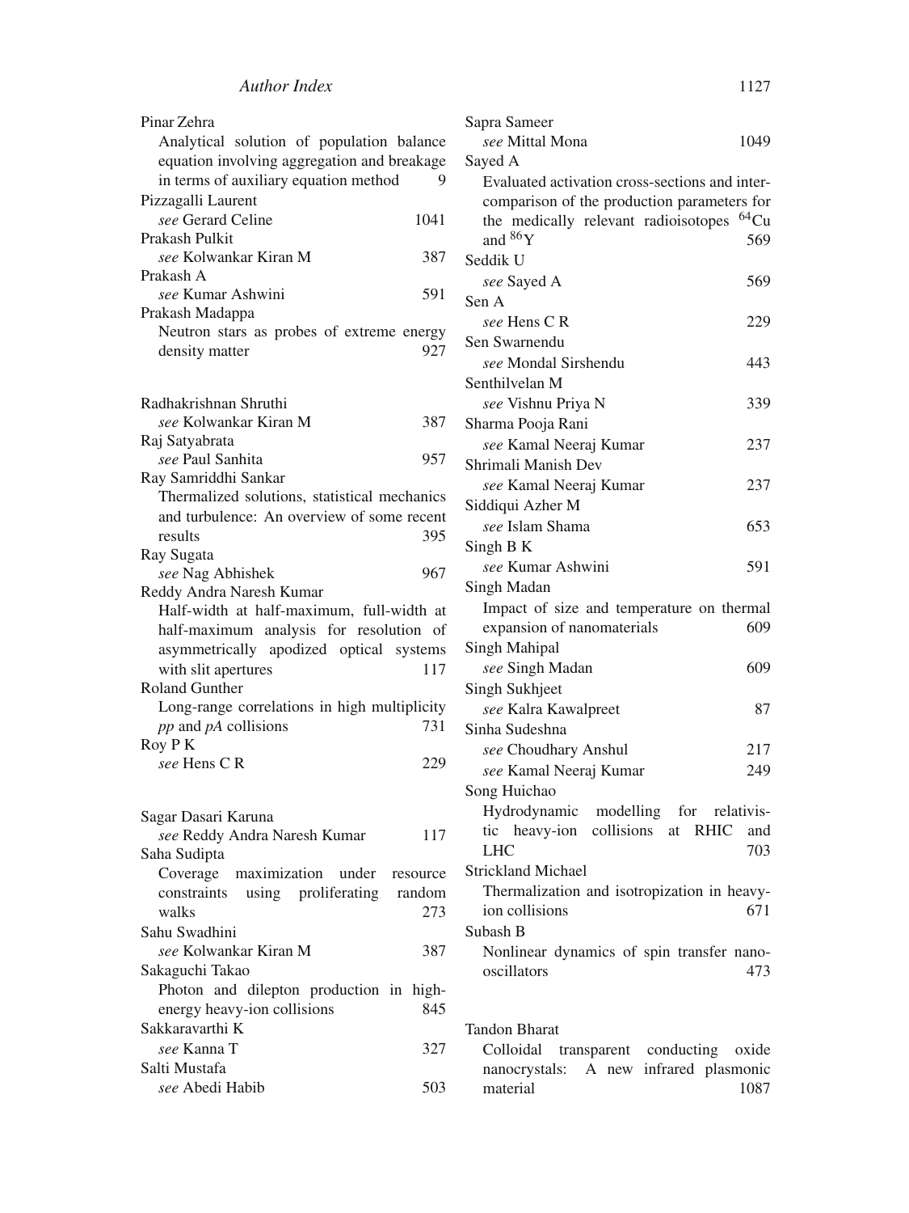Pinar Zehra
  Analytical solution of population balance equation involving aggregation and breakage in terms of auxiliary equation method 9
Pizzagalli Laurent
  *see* Gerard Celine 1041
Prakash Pulkit
  *see* Kolwankar Kiran M 387
Prakash A
  *see* Kumar Ashwini 591
Prakash Madappa
  Neutron stars as probes of extreme energy density matter 927

Radhakrishnan Shruthi
  *see* Kolwankar Kiran M 387
Raj Satyabrata
  *see* Paul Sanhita 957
Ray Samriddhi Sankar
  Thermalized solutions, statistical mechanics and turbulence: An overview of some recent results 395
Ray Sugata
  *see* Nag Abhishek 967
Reddy Andra Naresh Kumar
  Half-width at half-maximum, full-width at half-maximum analysis for resolution of asymmetrically apodized optical systems with slit apertures 117
Roland Gunther
  Long-range correlations in high multiplicity *pp* and *pA* collisions 731
Roy P K
  *see* Hens C R 229

Sagar Dasari Karuna
  *see* Reddy Andra Naresh Kumar 117
Saha Sudipta
  Coverage maximization under resource constraints using proliferating random walks 273
Sahu Swadhini
  *see* Kolwankar Kiran M 387
Sakaguchi Takao
  Photon and dilepton production in high-energy heavy-ion collisions 845
Sakkaravarthi K
  *see* Kanna T 327
Salti Mustafa
  *see* Abedi Habib 503
Sapra Sameer
  *see* Mittal Mona 1049
Sayed A
  Evaluated activation cross-sections and inter-comparison of the production parameters for the medically relevant radioisotopes $^{64}$Cu and $^{86}$Y 569
Seddik U
  *see* Sayed A 569
Sen A
  *see* Hens C R 229
Sen Swarnendu
  *see* Mondal Sirshendu 443
Senthilvelan M
  *see* Vishnu Priya N 339
Sharma Pooja Rani
  *see* Kamal Neeraj Kumar 237
Shrimali Manish Dev
  *see* Kamal Neeraj Kumar 237
Siddiqui Azher M
  *see* Islam Shama 653
Singh B K
  *see* Kumar Ashwini 591
Singh Madan
  Impact of size and temperature on thermal expansion of nanomaterials 609
Singh Mahipal
  *see* Singh Madan 609
Singh Sukhjeet
  *see* Kalra Kawalpreet 87
Sinha Sudeshna
  *see* Choudhary Anshul 217
  *see* Kamal Neeraj Kumar 249
Song Huichao
  Hydrodynamic modelling for relativistic heavy-ion collisions at RHIC and LHC 703
Strickland Michael
  Thermalization and isotropization in heavy-ion collisions 671
Subash B
  Nonlinear dynamics of spin transfer nano-oscillators 473

Tandon Bharat
  Colloidal transparent conducting oxide nanocrystals: A new infrared plasmonic material 1087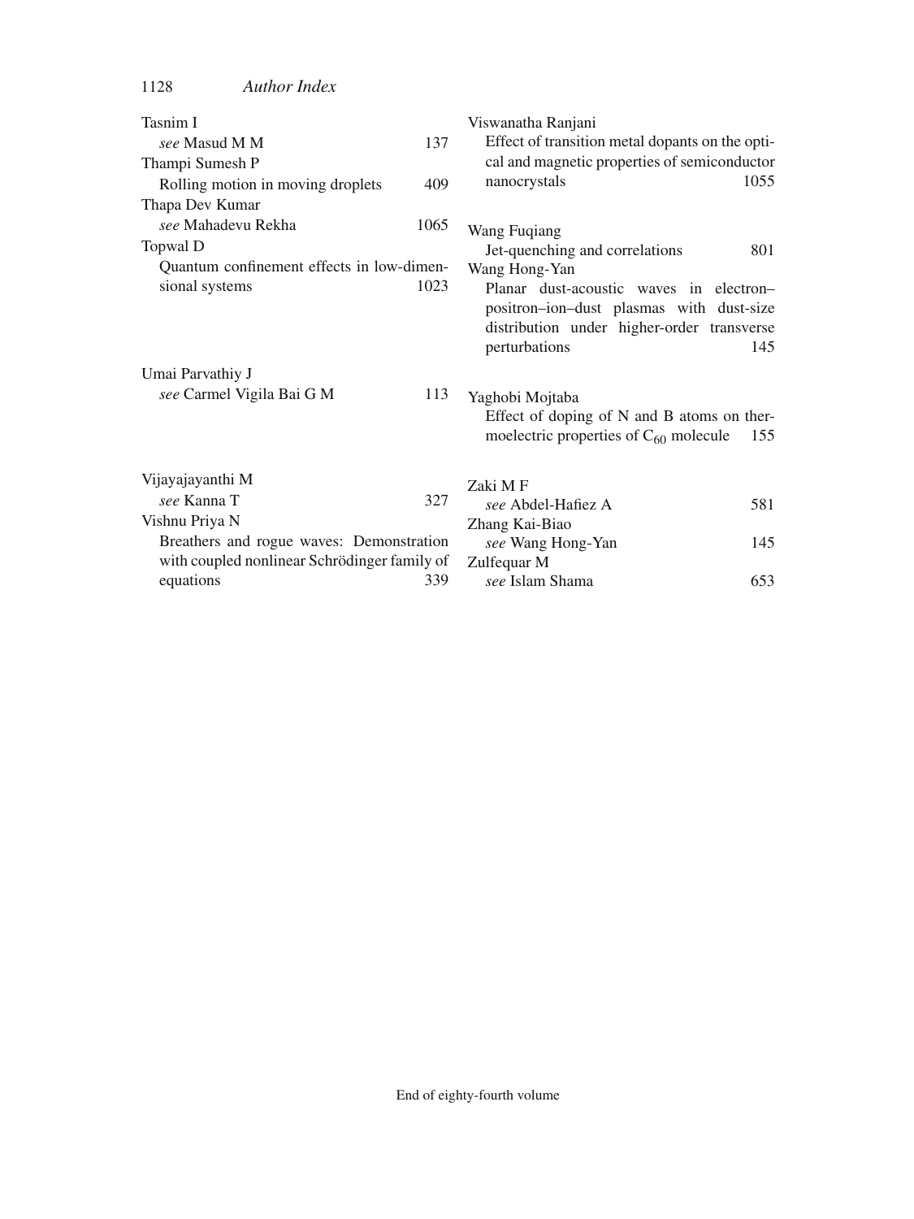Tasnim I
*see* Masud M M 137

Thampi Sumesh P
Rolling motion in moving droplets 409

Thapa Dev Kumar
*see* Mahadevu Rekha 1065

Topwal D
Quantum confinement effects in low-dimensional systems 1023

Umai Parvathiy J
*see* Carmel Vigila Bai G M 113

Vijayajayanthi M
*see* Kanna T 327

Vishnu Priya N
Breathers and rogue waves: Demonstration with coupled nonlinear Schrödinger family of equations 339

Viswanatha Ranjani
Effect of transition metal dopants on the optical and magnetic properties of semiconductor nanocrystals 1055

Wang Fuqiang
Jet-quenching and correlations 801

Wang Hong-Yan
Planar dust-acoustic waves in electron–positron–ion–dust plasmas with dust-size distribution under higher-order transverse perturbations 145

Yaghobi Mojtaba
Effect of doping of N and B atoms on thermoelectric properties of $C_{60}$ molecule 155

Zaki M F
*see* Abdel-Hafiez A 581

Zhang Kai-Biao
*see* Wang Hong-Yan 145

Zulfequar M
*see* Islam Shama 653

End of eighty-fourth volume